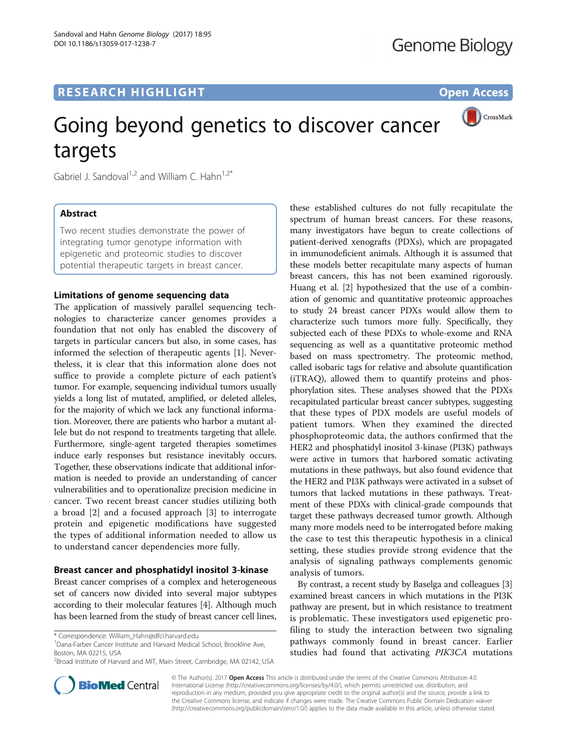RESEARCH HIGHLIGHT

Open Access

# Going beyond genetics to discover cancer targets

Gabriel J. Sandoval[1,2] and William C. Hahn[1,2*]

## Abstract

Two recent studies demonstrate the power of integrating tumor genotype information with epigenetic and proteomic studies to discover potential therapeutic targets in breast cancer.

## Limitations of genome sequencing data

The application of massively parallel sequencing technologies to characterize cancer genomes provides a foundation that not only has enabled the discovery of targets in particular cancers but also, in some cases, has informed the selection of therapeutic agents [1]. Nevertheless, it is clear that this information alone does not suffice to provide a complete picture of each patient's tumor. For example, sequencing individual tumors usually yields a long list of mutated, amplified, or deleted alleles, for the majority of which we lack any functional information. Moreover, there are patients who harbor a mutant allele but do not respond to treatments targeting that allele. Furthermore, single-agent targeted therapies sometimes induce early responses but resistance inevitably occurs. Together, these observations indicate that additional information is needed to provide an understanding of cancer vulnerabilities and to operationalize precision medicine in cancer. Two recent breast cancer studies utilizing both a broad [2] and a focused approach [3] to interrogate protein and epigenetic modifications have suggested the types of additional information needed to allow us to understand cancer dependencies more fully.

## Breast cancer and phosphatidyl inositol 3-kinase

Breast cancer comprises of a complex and heterogeneous set of cancers now divided into several major subtypes according to their molecular features [4]. Although much has been learned from the study of breast cancer cell lines, these established cultures do not fully recapitulate the spectrum of human breast cancers. For these reasons, many investigators have begun to create collections of patient-derived xenografts (PDXs), which are propagated in immunodeficient animals. Although it is assumed that these models better recapitulate many aspects of human breast cancers, this has not been examined rigorously. Huang et al. [2] hypothesized that the use of a combination of genomic and quantitative proteomic approaches to study 24 breast cancer PDXs would allow them to characterize such tumors more fully. Specifically, they subjected each of these PDXs to whole-exome and RNA sequencing as well as a quantitative proteomic method based on mass spectrometry. The proteomic method, called isobaric tags for relative and absolute quantification (iTRAQ), allowed them to quantify proteins and phosphorylation sites. These analyses showed that the PDXs recapitulated particular breast cancer subtypes, suggesting that these types of PDX models are useful models of patient tumors. When they examined the directed phosphoproteomic data, the authors confirmed that the HER2 and phosphatidyl inositol 3-kinase (PI3K) pathways were active in tumors that harbored somatic activating mutations in these pathways, but also found evidence that the HER2 and PI3K pathways were activated in a subset of tumors that lacked mutations in these pathways. Treatment of these PDXs with clinical-grade compounds that target these pathways decreased tumor growth. Although many more models need to be interrogated before making the case to test this therapeutic hypothesis in a clinical setting, these studies provide strong evidence that the analysis of signaling pathways complements genomic analysis of tumors.

By contrast, a recent study by Baselga and colleagues [3] examined breast cancers in which mutations in the PI3K pathway are present, but in which resistance to treatment is problematic. These investigators used epigenetic profiling to study the interaction between two signaling pathways commonly found in breast cancer. Earlier studies had found that activating *PIK3CA* mutations

\* Correspondence: William_Hahn@dfci.harvard.edu
[1]Dana-Farber Cancer Institute and Harvard Medical School, Brookline Ave, Boston, MA 02215, USA
[2]Broad Institute of Harvard and MIT, Main Street, Cambridge, MA 02142, USA

© The Author(s). 2017 **Open Access** This article is distributed under the terms of the Creative Commons Attribution 4.0 International License (http://creativecommons.org/licenses/by/4.0/), which permits unrestricted use, distribution, and reproduction in any medium, provided you give appropriate credit to the original author(s) and the source, provide a link to the Creative Commons license, and indicate if changes were made. The Creative Commons Public Domain Dedication waiver (http://creativecommons.org/publicdomain/zero/1.0/) applies to the data made available in this article, unless otherwise stated.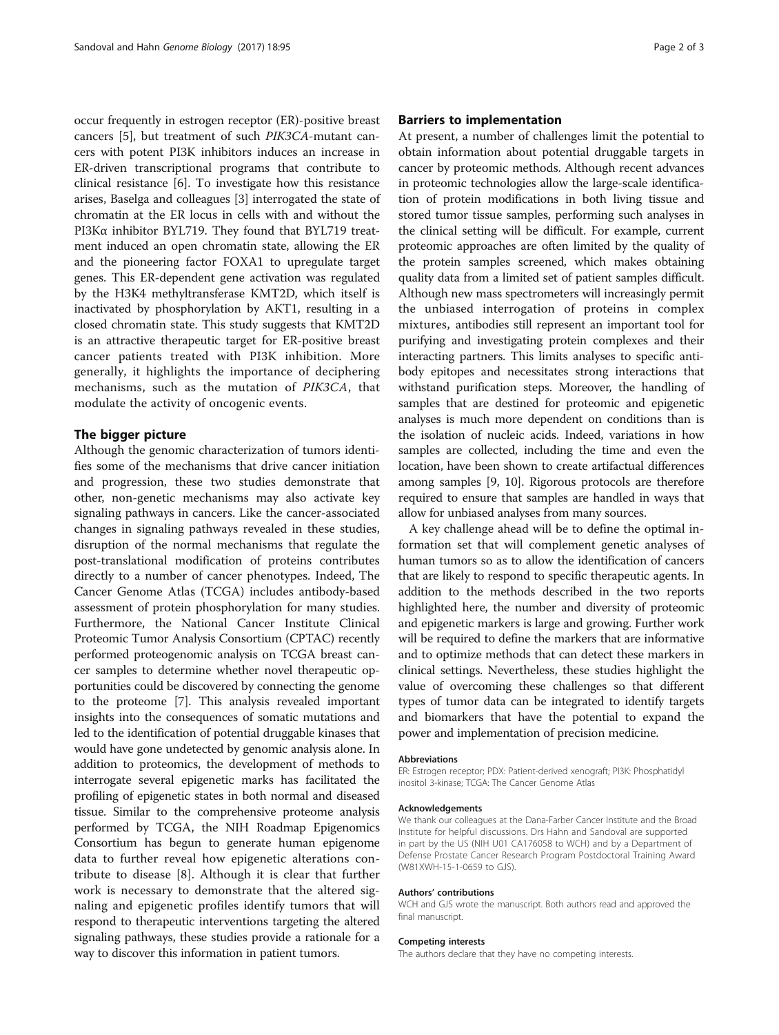occur frequently in estrogen receptor (ER)-positive breast cancers [5], but treatment of such *PIK3CA*-mutant cancers with potent PI3K inhibitors induces an increase in ER-driven transcriptional programs that contribute to clinical resistance [6]. To investigate how this resistance arises, Baselga and colleagues [3] interrogated the state of chromatin at the ER locus in cells with and without the PI3Kα inhibitor BYL719. They found that BYL719 treatment induced an open chromatin state, allowing the ER and the pioneering factor FOXA1 to upregulate target genes. This ER-dependent gene activation was regulated by the H3K4 methyltransferase KMT2D, which itself is inactivated by phosphorylation by AKT1, resulting in a closed chromatin state. This study suggests that KMT2D is an attractive therapeutic target for ER-positive breast cancer patients treated with PI3K inhibition. More generally, it highlights the importance of deciphering mechanisms, such as the mutation of *PIK3CA*, that modulate the activity of oncogenic events.

## The bigger picture

Although the genomic characterization of tumors identifies some of the mechanisms that drive cancer initiation and progression, these two studies demonstrate that other, non-genetic mechanisms may also activate key signaling pathways in cancers. Like the cancer-associated changes in signaling pathways revealed in these studies, disruption of the normal mechanisms that regulate the post-translational modification of proteins contributes directly to a number of cancer phenotypes. Indeed, The Cancer Genome Atlas (TCGA) includes antibody-based assessment of protein phosphorylation for many studies. Furthermore, the National Cancer Institute Clinical Proteomic Tumor Analysis Consortium (CPTAC) recently performed proteogenomic analysis on TCGA breast cancer samples to determine whether novel therapeutic opportunities could be discovered by connecting the genome to the proteome [7]. This analysis revealed important insights into the consequences of somatic mutations and led to the identification of potential druggable kinases that would have gone undetected by genomic analysis alone. In addition to proteomics, the development of methods to interrogate several epigenetic marks has facilitated the profiling of epigenetic states in both normal and diseased tissue. Similar to the comprehensive proteome analysis performed by TCGA, the NIH Roadmap Epigenomics Consortium has begun to generate human epigenome data to further reveal how epigenetic alterations contribute to disease [8]. Although it is clear that further work is necessary to demonstrate that the altered signaling and epigenetic profiles identify tumors that will respond to therapeutic interventions targeting the altered signaling pathways, these studies provide a rationale for a way to discover this information in patient tumors.

## Barriers to implementation

At present, a number of challenges limit the potential to obtain information about potential druggable targets in cancer by proteomic methods. Although recent advances in proteomic technologies allow the large-scale identification of protein modifications in both living tissue and stored tumor tissue samples, performing such analyses in the clinical setting will be difficult. For example, current proteomic approaches are often limited by the quality of the protein samples screened, which makes obtaining quality data from a limited set of patient samples difficult. Although new mass spectrometers will increasingly permit the unbiased interrogation of proteins in complex mixtures, antibodies still represent an important tool for purifying and investigating protein complexes and their interacting partners. This limits analyses to specific antibody epitopes and necessitates strong interactions that withstand purification steps. Moreover, the handling of samples that are destined for proteomic and epigenetic analyses is much more dependent on conditions than is the isolation of nucleic acids. Indeed, variations in how samples are collected, including the time and even the location, have been shown to create artifactual differences among samples [9, 10]. Rigorous protocols are therefore required to ensure that samples are handled in ways that allow for unbiased analyses from many sources.

A key challenge ahead will be to define the optimal information set that will complement genetic analyses of human tumors so as to allow the identification of cancers that are likely to respond to specific therapeutic agents. In addition to the methods described in the two reports highlighted here, the number and diversity of proteomic and epigenetic markers is large and growing. Further work will be required to define the markers that are informative and to optimize methods that can detect these markers in clinical settings. Nevertheless, these studies highlight the value of overcoming these challenges so that different types of tumor data can be integrated to identify targets and biomarkers that have the potential to expand the power and implementation of precision medicine.

#### Abbreviations

ER: Estrogen receptor; PDX: Patient-derived xenograft; PI3K: Phosphatidyl inositol 3-kinase; TCGA: The Cancer Genome Atlas

#### Acknowledgements

We thank our colleagues at the Dana-Farber Cancer Institute and the Broad Institute for helpful discussions. Drs Hahn and Sandoval are supported in part by the US (NIH U01 CA176058 to WCH) and by a Department of Defense Prostate Cancer Research Program Postdoctoral Training Award (W81XWH-15-1-0659 to GJS).

#### Authors' contributions

WCH and GJS wrote the manuscript. Both authors read and approved the final manuscript.

#### Competing interests

The authors declare that they have no competing interests.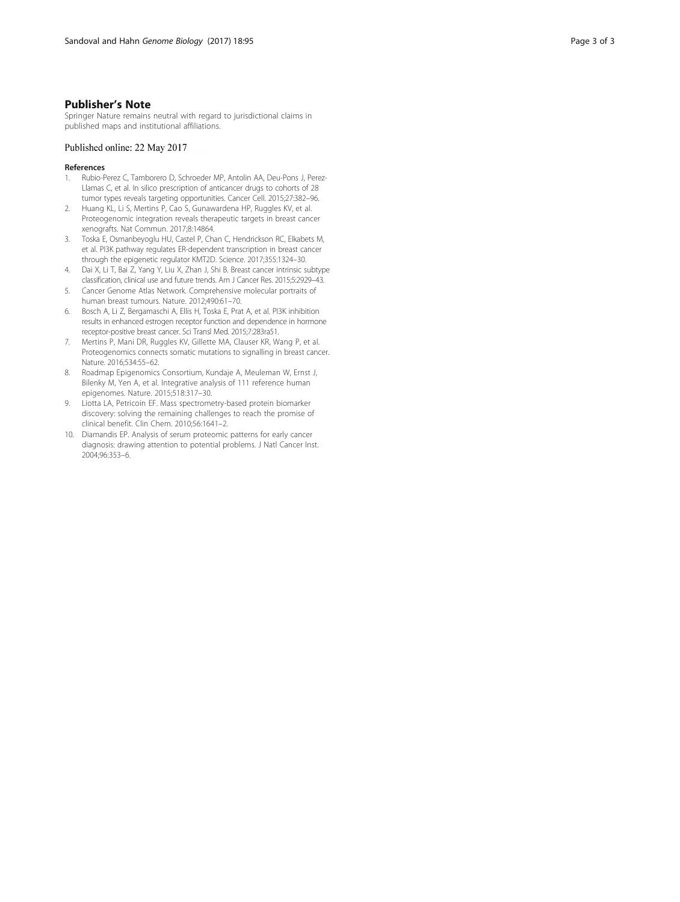## Publisher's Note

Springer Nature remains neutral with regard to jurisdictional claims in published maps and institutional affiliations.

Published online: 22 May 2017

### References

1. Rubio-Perez C, Tamborero D, Schroeder MP, Antolin AA, Deu-Pons J, Perez-Llamas C, et al. In silico prescription of anticancer drugs to cohorts of 28 tumor types reveals targeting opportunities. Cancer Cell. 2015;27:382–96.
2. Huang KL, Li S, Mertins P, Cao S, Gunawardena HP, Ruggles KV, et al. Proteogenomic integration reveals therapeutic targets in breast cancer xenografts. Nat Commun. 2017;8:14864.
3. Toska E, Osmanbeyoglu HU, Castel P, Chan C, Hendrickson RC, Elkabets M, et al. PI3K pathway regulates ER-dependent transcription in breast cancer through the epigenetic regulator KMT2D. Science. 2017;355:1324–30.
4. Dai X, Li T, Bai Z, Yang Y, Liu X, Zhan J, Shi B. Breast cancer intrinsic subtype classification, clinical use and future trends. Am J Cancer Res. 2015;5:2929–43.
5. Cancer Genome Atlas Network. Comprehensive molecular portraits of human breast tumours. Nature. 2012;490:61–70.
6. Bosch A, Li Z, Bergamaschi A, Ellis H, Toska E, Prat A, et al. PI3K inhibition results in enhanced estrogen receptor function and dependence in hormone receptor-positive breast cancer. Sci Transl Med. 2015;7:283ra51.
7. Mertins P, Mani DR, Ruggles KV, Gillette MA, Clauser KR, Wang P, et al. Proteogenomics connects somatic mutations to signalling in breast cancer. Nature. 2016;534:55–62.
8. Roadmap Epigenomics Consortium, Kundaje A, Meuleman W, Ernst J, Bilenky M, Yen A, et al. Integrative analysis of 111 reference human epigenomes. Nature. 2015;518:317–30.
9. Liotta LA, Petricoin EF. Mass spectrometry-based protein biomarker discovery: solving the remaining challenges to reach the promise of clinical benefit. Clin Chem. 2010;56:1641–2.
10. Diamandis EP. Analysis of serum proteomic patterns for early cancer diagnosis: drawing attention to potential problems. J Natl Cancer Inst. 2004;96:353–6.